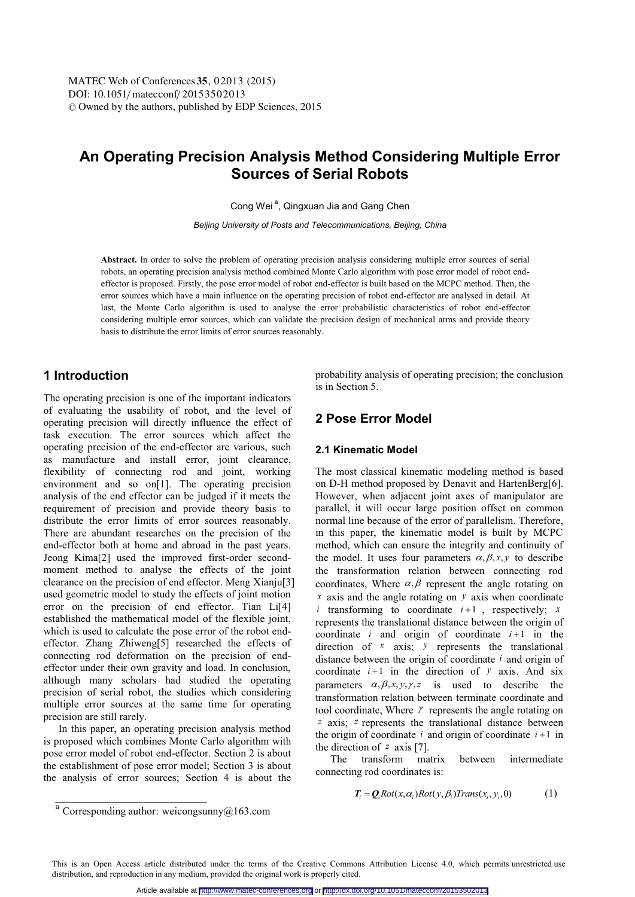# An Operating Precision Analysis Method Considering Multiple Error Sources of Serial Robots

Cong Wei [a], Qingxuan Jia and Gang Chen

*Beijing University of Posts and Telecommunications, Beijing, China*

**Abstract.** In order to solve the problem of operating precision analysis considering multiple error sources of serial robots, an operating precision analysis method combined Monte Carlo algorithm with pose error model of robot end-effector is proposed. Firstly, the pose error model of robot end-effector is built based on the MCPC method. Then, the error sources which have a main influence on the operating precision of robot end-effector are analysed in detail. At last, the Monte Carlo algorithm is used to analyse the error probabilistic characteristics of robot end-effector considering multiple error sources, which can validate the precision design of mechanical arms and provide theory basis to distribute the error limits of error sources reasonably.

## 1 Introduction

The operating precision is one of the important indicators of evaluating the usability of robot, and the level of operating precision will directly influence the effect of task execution. The error sources which affect the operating precision of the end-effector are various, such as manufacture and install error, joint clearance, flexibility of connecting rod and joint, working environment and so on[1]. The operating precision analysis of the end effector can be judged if it meets the requirement of precision and provide theory basis to distribute the error limits of error sources reasonably. There are abundant researches on the precision of the end-effector both at home and abroad in the past years. Jeong Kima[2] used the improved first-order second-moment method to analyse the effects of the joint clearance on the precision of end effector. Meng Xianju[3] used geometric model to study the effects of joint motion error on the precision of end effector. Tian Li[4] established the mathematical model of the flexible joint, which is used to calculate the pose error of the robot end-effector. Zhang Zhiweng[5] researched the effects of connecting rod deformation on the precision of end-effector under their own gravity and load. In conclusion, although many scholars had studied the operating precision of serial robot, the studies which considering multiple error sources at the same time for operating precision are still rarely.

In this paper, an operating precision analysis method is proposed which combines Monte Carlo algorithm with pose error model of robot end-effector. Section 2 is about the establishment of pose error model; Section 3 is about the analysis of error sources; Section 4 is about the probability analysis of operating precision; the conclusion is in Section 5.

## 2 Pose Error Model

### 2.1 Kinematic Model

The most classical kinematic modeling method is based on D-H method proposed by Denavit and HartenBerg[6]. However, when adjacent joint axes of manipulator are parallel, it will occur large position offset on common normal line because of the error of parallelism. Therefore, in this paper, the kinematic model is built by MCPC method, which can ensure the integrity and continuity of the model. It uses four parameters $\alpha, \beta, x, y$ to describe the transformation relation between connecting rod coordinates, Where $\alpha, \beta$ represent the angle rotating on $x$ axis and the angle rotating on $y$ axis when coordinate $i$ transforming to coordinate $i+1$, respectively; $x$ represents the translational distance between the origin of coordinate $i$ and origin of coordinate $i+1$ in the direction of $x$ axis; $y$ represents the translational distance between the origin of coordinate $i$ and origin of coordinate $i+1$ in the direction of $y$ axis. And six parameters $\alpha, \beta, x, y, \gamma, z$ is used to describe the transformation relation between terminate coordinate and tool coordinate, Where $\gamma$ represents the angle rotating on $z$ axis; $z$ represents the translational distance between the origin of coordinate $i$ and origin of coordinate $i+1$ in the direction of $z$ axis [7].

The transform matrix between intermediate connecting rod coordinates is:

$$\boldsymbol{T}_i = \boldsymbol{Q}_i Rot(x, \alpha_i) Rot(y, \beta_i) Trans(x_i, y_i, 0) \tag{1}$$

[a] Corresponding author: weicongsunny@163.com

This is an Open Access article distributed under the terms of the Creative Commons Attribution License 4.0, which permits unrestricted use distribution, and reproduction in any medium, provided the original work is properly cited.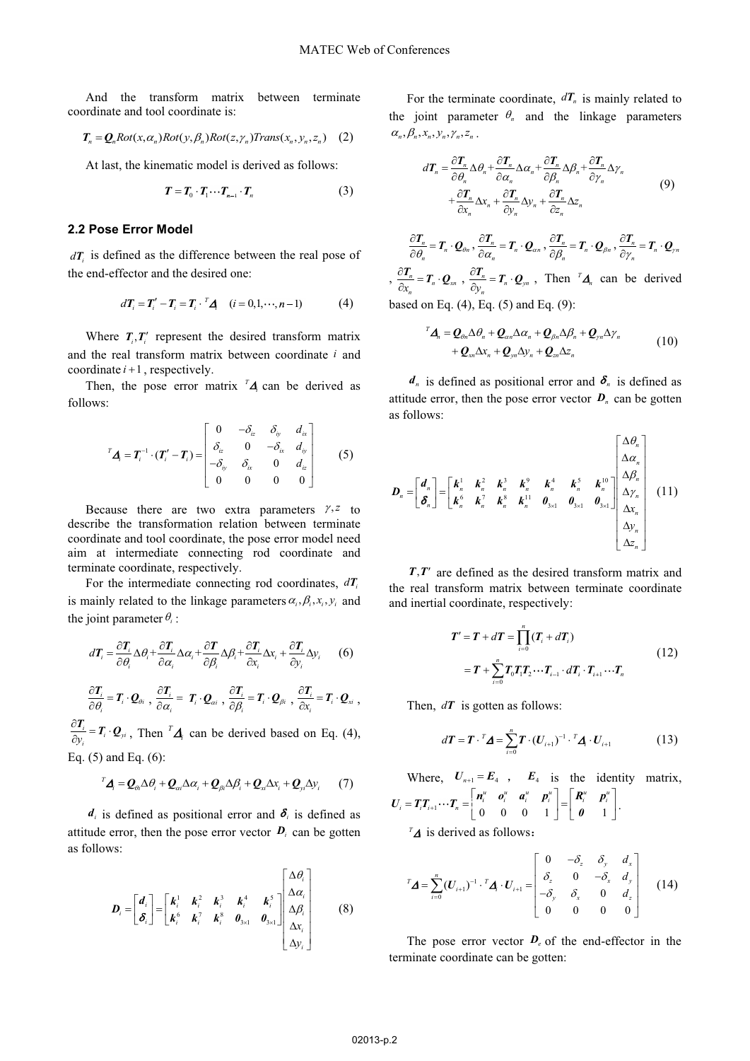And the transform matrix between terminate coordinate and tool coordinate is:

$$\boldsymbol{T}_n = \boldsymbol{Q}_n Rot(x,\alpha_n) Rot(y,\beta_n) Rot(z,\gamma_n) Trans(x_n, y_n, z_n) \quad (2)$$

At last, the kinematic model is derived as follows:

$$\boldsymbol{T} = \boldsymbol{T}_0 \cdot \boldsymbol{T}_1 \cdots \boldsymbol{T}_{n-1} \cdot \boldsymbol{T}_n \quad (3)$$

### 2.2 Pose Error Model

$d\boldsymbol{T}_i$ is defined as the difference between the real pose of the end-effector and the desired one:

$$d\boldsymbol{T}_i = \boldsymbol{T}_i' - \boldsymbol{T}_i = \boldsymbol{T}_i \cdot {}^T\!\boldsymbol{\Delta}_i \quad (i = 0,1,\cdots,n-1) \quad (4)$$

Where $\boldsymbol{T}_i, \boldsymbol{T}_i'$ represent the desired transform matrix and the real transform matrix between coordinate $i$ and coordinate $i+1$, respectively.

Then, the pose error matrix ${}^T\!\boldsymbol{\Delta}_i$ can be derived as follows:

$${}^T\!\boldsymbol{\Delta}_i = \boldsymbol{T}_i^{-1} \cdot (\boldsymbol{T}_i' - \boldsymbol{T}_i) = \begin{bmatrix} 0 & -\delta_{iz} & \delta_{iy} & d_{ix} \\ \delta_{iz} & 0 & -\delta_{ix} & d_{iy} \\ -\delta_{iy} & \delta_{ix} & 0 & d_{iz} \\ 0 & 0 & 0 & 0 \end{bmatrix} \quad (5)$$

Because there are two extra parameters $\gamma, z$ to describe the transformation relation between terminate coordinate and tool coordinate, the pose error model need aim at intermediate connecting rod coordinate and terminate coordinate, respectively.

For the intermediate connecting rod coordinates, $d\boldsymbol{T}_i$ is mainly related to the linkage parameters $\alpha_i, \beta_i, x_i, y_i$ and the joint parameter $\theta_i$ :

$$d\boldsymbol{T}_i = \frac{\partial \boldsymbol{T}_i}{\partial \theta_i}\Delta\theta_i + \frac{\partial \boldsymbol{T}_i}{\partial \alpha_i}\Delta\alpha_i + \frac{\partial \boldsymbol{T}}{\partial \beta_i}\Delta\beta_i + \frac{\partial \boldsymbol{T}_i}{\partial x_i}\Delta x_i + \frac{\partial \boldsymbol{T}_i}{\partial y_i}\Delta y_i \quad (6)$$

$\frac{\partial \boldsymbol{T}_i}{\partial \theta_i} = \boldsymbol{T}_i \cdot \boldsymbol{Q}_{\theta i}$ , $\frac{\partial \boldsymbol{T}_i}{\partial \alpha_i} = \boldsymbol{T}_i \cdot \boldsymbol{Q}_{\alpha i}$ , $\frac{\partial \boldsymbol{T}_i}{\partial \beta_i} = \boldsymbol{T}_i \cdot \boldsymbol{Q}_{\beta i}$ , $\frac{\partial \boldsymbol{T}_i}{\partial x_i} = \boldsymbol{T}_i \cdot \boldsymbol{Q}_{xi}$ , $\frac{\partial \boldsymbol{T}_i}{\partial y_i} = \boldsymbol{T}_i \cdot \boldsymbol{Q}_{yi}$ , Then ${}^T\!\boldsymbol{\Delta}_i$ can be derived based on Eq. (4), Eq. (5) and Eq. (6):

$${}^T\!\boldsymbol{\Delta}_i = \boldsymbol{Q}_{\theta i}\Delta\theta_i + \boldsymbol{Q}_{\alpha i}\Delta\alpha_i + \boldsymbol{Q}_{\beta i}\Delta\beta_i + \boldsymbol{Q}_{xi}\Delta x_i + \boldsymbol{Q}_{yi}\Delta y_i \quad (7)$$

$\boldsymbol{d}_i$ is defined as positional error and $\boldsymbol{\delta}_i$ is defined as attitude error, then the pose error vector $\boldsymbol{D}_i$ can be gotten as follows:

$$\boldsymbol{D}_i = \begin{bmatrix} \boldsymbol{d}_i \\ \boldsymbol{\delta}_i \end{bmatrix} = \begin{bmatrix} \boldsymbol{k}_i^1 & \boldsymbol{k}_i^2 & \boldsymbol{k}_i^3 & \boldsymbol{k}_i^4 & \boldsymbol{k}_i^5 \\ \boldsymbol{k}_i^6 & \boldsymbol{k}_i^7 & \boldsymbol{k}_i^8 & \boldsymbol{0}_{3\times1} & \boldsymbol{0}_{3\times1} \end{bmatrix} \begin{bmatrix} \Delta\theta_i \\ \Delta\alpha_i \\ \Delta\beta_i \\ \Delta x_i \\ \Delta y_i \end{bmatrix} \quad (8)$$

For the terminate coordinate, $d\boldsymbol{T}_n$ is mainly related to the joint parameter $\theta_n$ and the linkage parameters $\alpha_n, \beta_n, x_n, y_n, \gamma_n, z_n$ .

$$\begin{aligned} d\boldsymbol{T}_n &= \frac{\partial \boldsymbol{T}_n}{\partial \theta_n}\Delta\theta_n + \frac{\partial \boldsymbol{T}_n}{\partial \alpha_n}\Delta\alpha_n + \frac{\partial \boldsymbol{T}_n}{\partial \beta_n}\Delta\beta_n + \frac{\partial \boldsymbol{T}_n}{\partial \gamma_n}\Delta\gamma_n \\ &\quad + \frac{\partial \boldsymbol{T}_n}{\partial x_n}\Delta x_n + \frac{\partial \boldsymbol{T}_n}{\partial y_n}\Delta y_n + \frac{\partial \boldsymbol{T}_n}{\partial z_n}\Delta z_n \end{aligned} \quad (9)$$

$\frac{\partial \boldsymbol{T}_n}{\partial \theta_n} = \boldsymbol{T}_n \cdot \boldsymbol{Q}_{\theta n}$ , $\frac{\partial \boldsymbol{T}_n}{\partial \alpha_n} = \boldsymbol{T}_n \cdot \boldsymbol{Q}_{\alpha n}$ , $\frac{\partial \boldsymbol{T}_n}{\partial \beta_n} = \boldsymbol{T}_n \cdot \boldsymbol{Q}_{\beta n}$ , $\frac{\partial \boldsymbol{T}_n}{\partial \gamma_n} = \boldsymbol{T}_n \cdot \boldsymbol{Q}_{\gamma n}$ , $\frac{\partial \boldsymbol{T}_n}{\partial x_n} = \boldsymbol{T}_n \cdot \boldsymbol{Q}_{xn}$ , $\frac{\partial \boldsymbol{T}_n}{\partial y_n} = \boldsymbol{T}_n \cdot \boldsymbol{Q}_{yn}$ , Then ${}^T\!\boldsymbol{\Delta}_n$ can be derived based on Eq. (4), Eq. (5) and Eq. (9):

$$\begin{aligned} {}^T\!\boldsymbol{\Delta}_n &= \boldsymbol{Q}_{\theta n}\Delta\theta_n + \boldsymbol{Q}_{\alpha n}\Delta\alpha_n + \boldsymbol{Q}_{\beta n}\Delta\beta_n + \boldsymbol{Q}_{\gamma n}\Delta\gamma_n \\ &\quad + \boldsymbol{Q}_{xn}\Delta x_n + \boldsymbol{Q}_{yn}\Delta y_n + \boldsymbol{Q}_{zn}\Delta z_n \end{aligned} \quad (10)$$

$\boldsymbol{d}_n$ is defined as positional error and $\boldsymbol{\delta}_n$ is defined as attitude error, then the pose error vector $\boldsymbol{D}_n$ can be gotten as follows:

$$\boldsymbol{D}_n = \begin{bmatrix} \boldsymbol{d}_n \\ \boldsymbol{\delta}_n \end{bmatrix} = \begin{bmatrix} \boldsymbol{k}_n^1 & \boldsymbol{k}_n^2 & \boldsymbol{k}_n^3 & \boldsymbol{k}_n^9 & \boldsymbol{k}_n^4 & \boldsymbol{k}_n^5 & \boldsymbol{k}_n^{10} \\ \boldsymbol{k}_n^6 & \boldsymbol{k}_n^7 & \boldsymbol{k}_n^8 & \boldsymbol{k}_n^{11} & \boldsymbol{0}_{3\times1} & \boldsymbol{0}_{3\times1} & \boldsymbol{0}_{3\times1} \end{bmatrix} \begin{bmatrix} \Delta\theta_n \\ \Delta\alpha_n \\ \Delta\beta_n \\ \Delta\gamma_n \\ \Delta x_n \\ \Delta y_n \\ \Delta z_n \end{bmatrix} \quad (11)$$

$\boldsymbol{T}, \boldsymbol{T}'$ are defined as the desired transform matrix and the real transform matrix between terminate coordinate and inertial coordinate, respectively:

$$\begin{aligned} \boldsymbol{T}' &= \boldsymbol{T} + d\boldsymbol{T} = \prod_{i=0}^{n} (\boldsymbol{T}_i + d\boldsymbol{T}_i) \\ &= \boldsymbol{T} + \sum_{i=0}^{n} \boldsymbol{T}_0 \boldsymbol{T}_1 \boldsymbol{T}_2 \cdots \boldsymbol{T}_{i-1} \cdot d\boldsymbol{T}_i \cdot \boldsymbol{T}_{i+1} \cdots \boldsymbol{T}_n \end{aligned} \quad (12)$$

Then, $d\boldsymbol{T}$ is gotten as follows:

$$d\boldsymbol{T} = \boldsymbol{T} \cdot {}^T\!\boldsymbol{\Delta} = \sum_{i=0}^{n} \boldsymbol{T} \cdot (\boldsymbol{U}_{i+1})^{-1} \cdot {}^T\!\boldsymbol{\Delta}_i \cdot \boldsymbol{U}_{i+1} \quad (13)$$

Where, $\boldsymbol{U}_{n+1} = \boldsymbol{E}_4$ , $\boldsymbol{E}_4$ is the identity matrix, $\boldsymbol{U}_i = \boldsymbol{T}_i \boldsymbol{T}_{i+1} \cdots \boldsymbol{T}_n = \begin{bmatrix} \boldsymbol{n}_i^u & \boldsymbol{o}_i^u & \boldsymbol{a}_i^u & \boldsymbol{p}_i^u \\ 0 & 0 & 0 & 1 \end{bmatrix} = \begin{bmatrix} \boldsymbol{R}_i^u & \boldsymbol{p}_i^u \\ \boldsymbol{0} & 1 \end{bmatrix}$.

${}^T\!\boldsymbol{\Delta}$ is derived as follows：

$${}^T\!\boldsymbol{\Delta} = \sum_{i=0}^{n} (\boldsymbol{U}_{i+1})^{-1} \cdot {}^T\!\boldsymbol{\Delta}_i \cdot \boldsymbol{U}_{i+1} = \begin{bmatrix} 0 & -\delta_z & \delta_y & d_x \\ \delta_z & 0 & -\delta_x & d_y \\ -\delta_y & \delta_x & 0 & d_z \\ 0 & 0 & 0 & 0 \end{bmatrix} \quad (14)$$

The pose error vector $\boldsymbol{D}_e$ of the end-effector in the terminate coordinate can be gotten: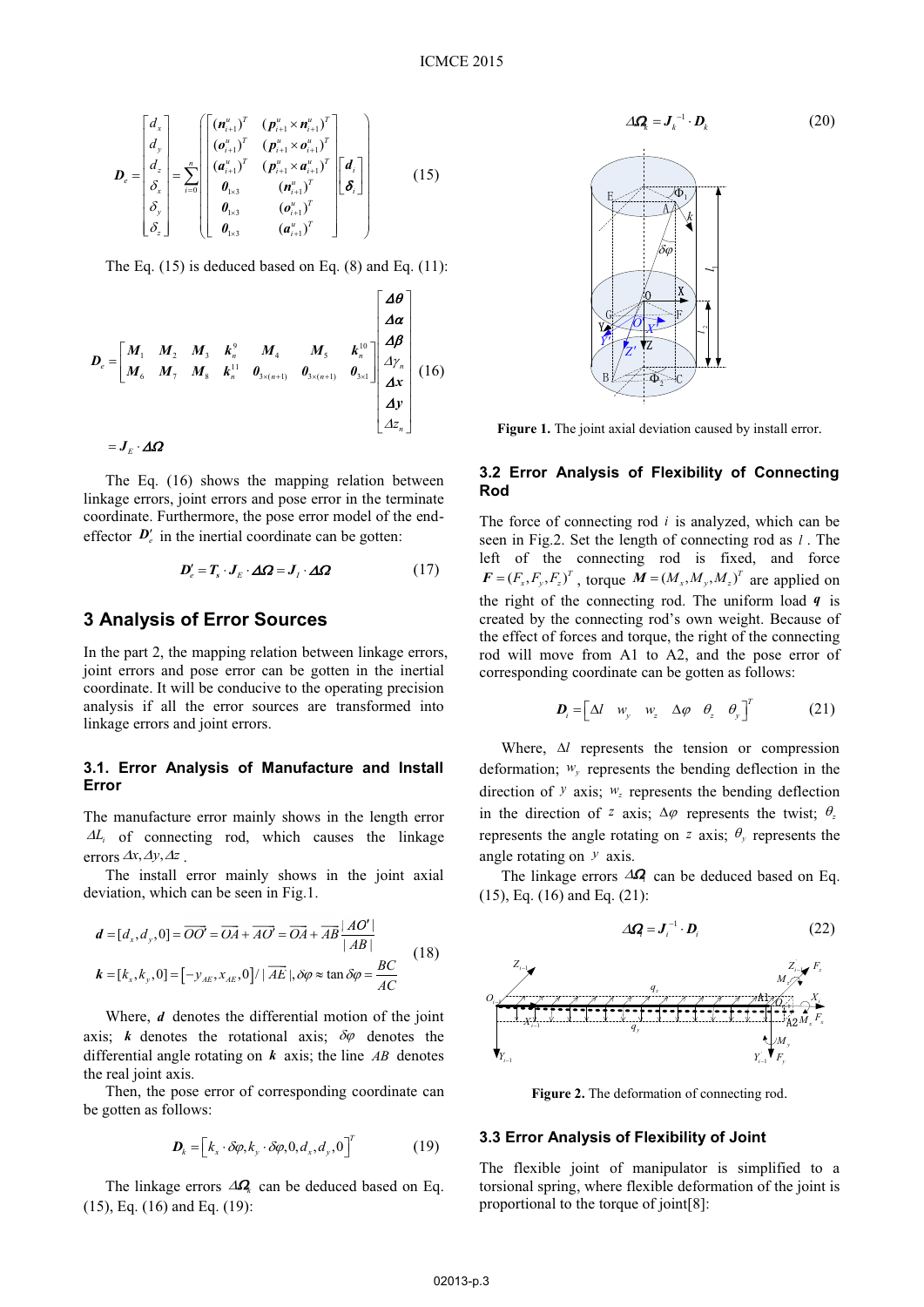$$
\boldsymbol{D}_e=\begin{bmatrix} d_x \\ d_y \\ d_z \\ \delta_x \\ \delta_y \\ \delta_z \end{bmatrix}=\sum_{i=0}^{n}\left(\begin{bmatrix} (\boldsymbol{n}_{i+1}^u)^T & (\boldsymbol{p}_{i+1}^u\times\boldsymbol{n}_{i+1}^u)^T \\ (\boldsymbol{o}_{i+1}^u)^T & (\boldsymbol{p}_{i+1}^u\times\boldsymbol{o}_{i+1}^u)^T \\ (\boldsymbol{a}_{i+1}^u)^T & (\boldsymbol{p}_{i+1}^u\times\boldsymbol{a}_{i+1}^u)^T \\ \boldsymbol{0}_{1\times3} & (\boldsymbol{n}_{i+1}^u)^T \\ \boldsymbol{0}_{1\times3} & (\boldsymbol{o}_{i+1}^u)^T \\ \boldsymbol{0}_{1\times3} & (\boldsymbol{a}_{i+1}^u)^T \end{bmatrix}\begin{bmatrix} \boldsymbol{d}_i \\ \boldsymbol{\delta}_i \end{bmatrix}\right) \tag{15}
$$

The Eq. (15) is deduced based on Eq. (8) and Eq. (11):

$$
\boldsymbol{D}_e=\begin{bmatrix} \boldsymbol{M}_1 & \boldsymbol{M}_2 & \boldsymbol{M}_3 & \boldsymbol{k}_n^9 & \boldsymbol{M}_4 & \boldsymbol{M}_5 & \boldsymbol{k}_n^{10} \\ \boldsymbol{M}_6 & \boldsymbol{M}_7 & \boldsymbol{M}_8 & \boldsymbol{k}_n^{11} & \boldsymbol{0}_{3\times(n+1)} & \boldsymbol{0}_{3\times(n+1)} & \boldsymbol{0}_{3\times1} \end{bmatrix}\begin{bmatrix} \boldsymbol{\Delta\theta} \\ \boldsymbol{\Delta\alpha} \\ \boldsymbol{\Delta\beta} \\ \Delta\gamma_n \\ \boldsymbol{\Delta x} \\ \boldsymbol{\Delta y} \\ \Delta z_n \end{bmatrix} \tag{16}
$$

$$
=\boldsymbol{J}_E\cdot\boldsymbol{\Delta\Omega}
$$

The Eq. (16) shows the mapping relation between linkage errors, joint errors and pose error in the terminate coordinate. Furthermore, the pose error model of the end-effector $\boldsymbol{D}_e'$ in the inertial coordinate can be gotten:

$$
\boldsymbol{D}_e'=\boldsymbol{T}_s\cdot\boldsymbol{J}_E\cdot\boldsymbol{\Delta\Omega}=\boldsymbol{J}_I\cdot\boldsymbol{\Delta\Omega} \tag{17}
$$

## 3 Analysis of Error Sources

In the part 2, the mapping relation between linkage errors, joint errors and pose error can be gotten in the inertial coordinate. It will be conducive to the operating precision analysis if all the error sources are transformed into linkage errors and joint errors.

### 3.1. Error Analysis of Manufacture and Install Error

The manufacture error mainly shows in the length error $\Delta L_i$ of connecting rod, which causes the linkage errors $\Delta x, \Delta y, \Delta z$.

The install error mainly shows in the joint axial deviation, which can be seen in Fig.1.

$$
\begin{aligned}
&\boldsymbol{d}=[d_x,d_y,0]=\overrightarrow{OO'}=\overrightarrow{OA}+\overrightarrow{AO'}=\overrightarrow{OA}+\overrightarrow{AB}\frac{|AO'|}{|AB|} \\
&\boldsymbol{k}=[k_x,k_y,0]=[-y_{AE},x_{AE},0]/|\overrightarrow{AE}|,\delta\varphi\approx\tan\delta\varphi=\frac{BC}{AC}
\end{aligned} \tag{18}
$$

Where, $\boldsymbol{d}$ denotes the differential motion of the joint axis; $\boldsymbol{k}$ denotes the rotational axis; $\delta\varphi$ denotes the differential angle rotating on $\boldsymbol{k}$ axis; the line $AB$ denotes the real joint axis.

Then, the pose error of corresponding coordinate can be gotten as follows:

$$
\boldsymbol{D}_k=\left[k_x\cdot\delta\varphi,k_y\cdot\delta\varphi,0,d_x,d_y,0\right]^T \tag{19}
$$

The linkage errors $\Delta\boldsymbol{\Omega}_k$ can be deduced based on Eq. (15), Eq. (16) and Eq. (19):

$$
\Delta\boldsymbol{\Omega}_k=\boldsymbol{J}_k^{-1}\cdot\boldsymbol{D}_k \tag{20}
$$

**Figure 1.** The joint axial deviation caused by install error.

### 3.2 Error Analysis of Flexibility of Connecting Rod

The force of connecting rod $i$ is analyzed, which can be seen in Fig.2. Set the length of connecting rod as $l$. The left of the connecting rod is fixed, and force $\boldsymbol{F}=(F_x,F_y,F_z)^T$, torque $\boldsymbol{M}=(M_x,M_y,M_z)^T$ are applied on the right of the connecting rod. The uniform load $\boldsymbol{q}$ is created by the connecting rod's own weight. Because of the effect of forces and torque, the right of the connecting rod will move from A1 to A2, and the pose error of corresponding coordinate can be gotten as follows:

$$
\boldsymbol{D}_l=\left[\Delta l \quad w_y \quad w_z \quad \Delta\varphi \quad \theta_z \quad \theta_y\right]^T \tag{21}
$$

Where, $\Delta l$ represents the tension or compression deformation; $w_y$ represents the bending deflection in the direction of $y$ axis; $w_z$ represents the bending deflection in the direction of $z$ axis; $\Delta\varphi$ represents the twist; $\theta_z$ represents the angle rotating on $z$ axis; $\theta_y$ represents the angle rotating on $y$ axis.

The linkage errors $\Delta\boldsymbol{\Omega}_l$ can be deduced based on Eq. (15), Eq. (16) and Eq. (21):

$$
\Delta\boldsymbol{\Omega}_l=\boldsymbol{J}_l^{-1}\cdot\boldsymbol{D}_l \tag{22}
$$

**Figure 2.** The deformation of connecting rod.

### 3.3 Error Analysis of Flexibility of Joint

The flexible joint of manipulator is simplified to a torsional spring, where flexible deformation of the joint is proportional to the torque of joint[8]: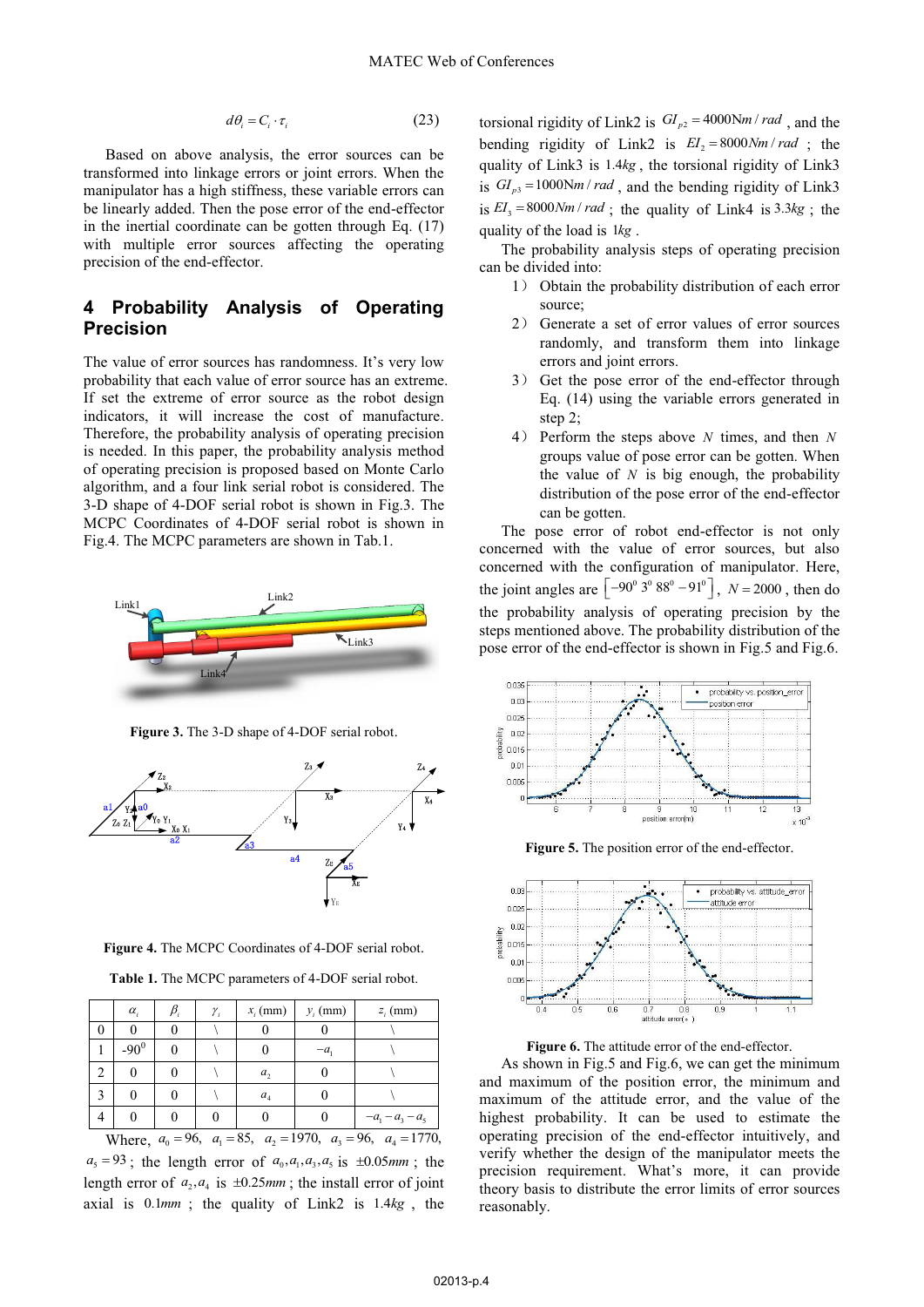$$d\theta_i = C_i \cdot \tau_i \tag{23}$$

Based on above analysis, the error sources can be transformed into linkage errors or joint errors. When the manipulator has a high stiffness, these variable errors can be linearly added. Then the pose error of the end-effector in the inertial coordinate can be gotten through Eq. (17) with multiple error sources affecting the operating precision of the end-effector.

## 4 Probability Analysis of Operating Precision

The value of error sources has randomness. It's very low probability that each value of error source has an extreme. If set the extreme of error source as the robot design indicators, it will increase the cost of manufacture. Therefore, the probability analysis of operating precision is needed. In this paper, the probability analysis method of operating precision is proposed based on Monte Carlo algorithm, and a four link serial robot is considered. The 3-D shape of 4-DOF serial robot is shown in Fig.3. The MCPC Coordinates of 4-DOF serial robot is shown in Fig.4. The MCPC parameters are shown in Tab.1.

**Figure 3.** The 3-D shape of 4-DOF serial robot.

**Figure 4.** The MCPC Coordinates of 4-DOF serial robot.

**Table 1.** The MCPC parameters of 4-DOF serial robot.

| | $\alpha_i$ | $\beta_i$ | $\gamma_i$ | $x_i$ (mm) | $y_i$ (mm) | $z_i$ (mm) |
|---|---|---|---|---|---|---|
| 0 | 0 | 0 | \ | 0 | 0 | \ |
| 1 | $-90^0$ | 0 | \ | 0 | $-a_1$ | \ |
| 2 | 0 | 0 | \ | $a_2$ | 0 | \ |
| 3 | 0 | 0 | \ | $a_4$ | 0 | \ |
| 4 | 0 | 0 | 0 | 0 | 0 | $-a_1-a_3-a_5$ |

Where, $a_0 = 96$, $a_1 = 85$, $a_2 = 1970$, $a_3 = 96$, $a_4 = 1770$, $a_5 = 93$; the length error of $a_0, a_1, a_3, a_5$ is $\pm 0.05mm$; the length error of $a_2, a_4$ is $\pm 0.25mm$; the install error of joint axial is $0.1mm$; the quality of Link2 is $1.4kg$, the torsional rigidity of Link2 is $GI_{p2} = 4000\text{N}m/rad$, and the bending rigidity of Link2 is $EI_2 = 8000Nm/rad$; the quality of Link3 is $1.4kg$, the torsional rigidity of Link3 is $GI_{p3} = 1000\text{N}m/rad$, and the bending rigidity of Link3 is $EI_3 = 8000Nm/rad$; the quality of Link4 is $3.3kg$; the quality of the load is $1kg$.

The probability analysis steps of operating precision can be divided into:

1） Obtain the probability distribution of each error source;
2） Generate a set of error values of error sources randomly, and transform them into linkage errors and joint errors.
3） Get the pose error of the end-effector through Eq. (14) using the variable errors generated in step 2;
4） Perform the steps above $N$ times, and then $N$ groups value of pose error can be gotten. When the value of $N$ is big enough, the probability distribution of the pose error of the end-effector can be gotten.

The pose error of robot end-effector is not only concerned with the value of error sources, but also concerned with the configuration of manipulator. Here, the joint angles are $\left[-90^0\ 3^0\ 88^0\ -91^0\right]$, $N = 2000$, then do the probability analysis of operating precision by the steps mentioned above. The probability distribution of the pose error of the end-effector is shown in Fig.5 and Fig.6.

**Figure 5.** The position error of the end-effector.

**Figure 6.** The attitude error of the end-effector.

As shown in Fig.5 and Fig.6, we can get the minimum and maximum of the position error, the minimum and maximum of the attitude error, and the value of the highest probability. It can be used to estimate the operating precision of the end-effector intuitively, and verify whether the design of the manipulator meets the precision requirement. What's more, it can provide theory basis to distribute the error limits of error sources reasonably.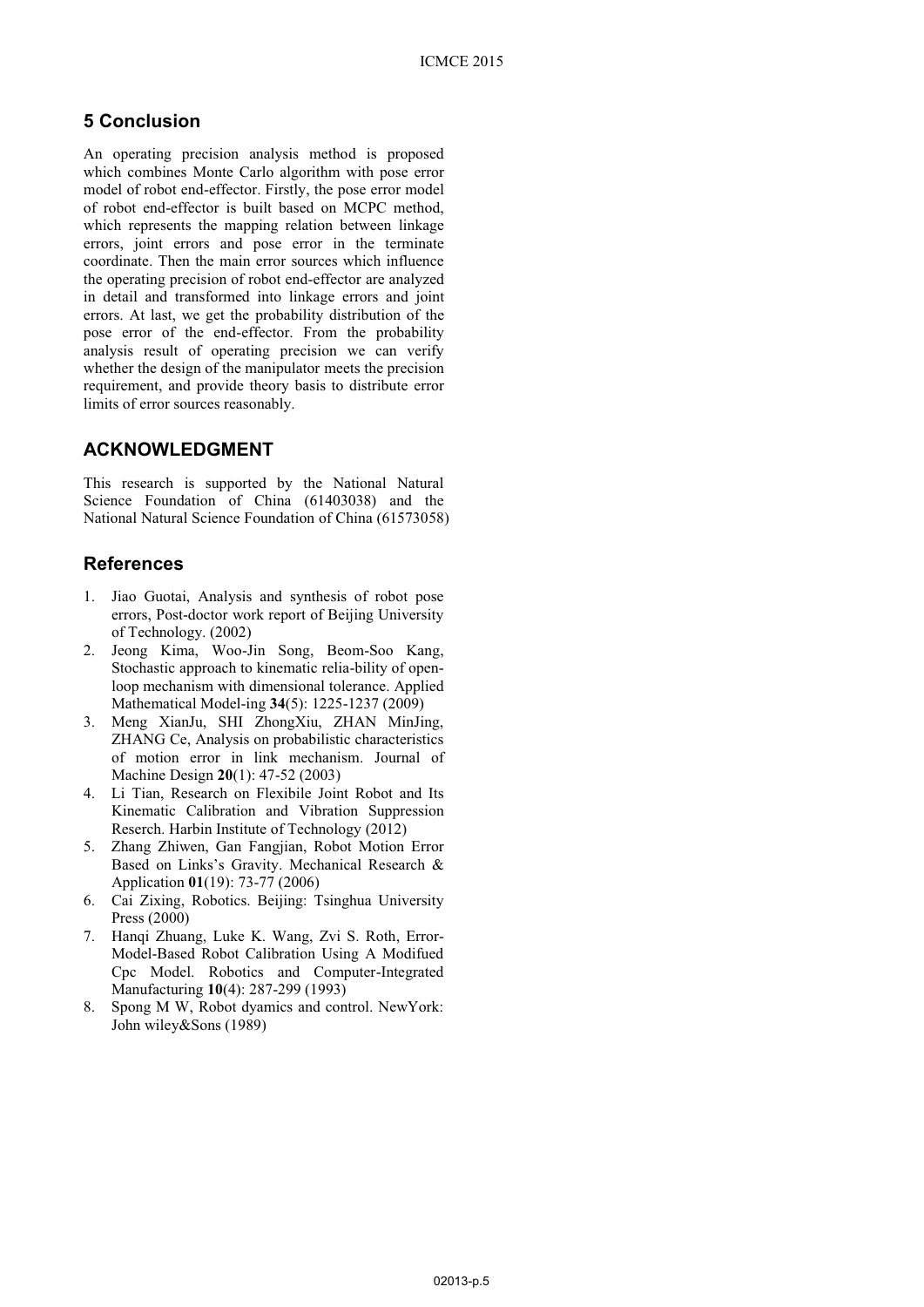## 5 Conclusion

An operating precision analysis method is proposed which combines Monte Carlo algorithm with pose error model of robot end-effector. Firstly, the pose error model of robot end-effector is built based on MCPC method, which represents the mapping relation between linkage errors, joint errors and pose error in the terminate coordinate. Then the main error sources which influence the operating precision of robot end-effector are analyzed in detail and transformed into linkage errors and joint errors. At last, we get the probability distribution of the pose error of the end-effector. From the probability analysis result of operating precision we can verify whether the design of the manipulator meets the precision requirement, and provide theory basis to distribute error limits of error sources reasonably.

## ACKNOWLEDGMENT

This research is supported by the National Natural Science Foundation of China (61403038) and the National Natural Science Foundation of China (61573058)

## References

1. Jiao Guotai, Analysis and synthesis of robot pose errors, Post-doctor work report of Beijing University of Technology. (2002)
2. Jeong Kima, Woo-Jin Song, Beom-Soo Kang, Stochastic approach to kinematic relia-bility of open-loop mechanism with dimensional tolerance. Applied Mathematical Model-ing **34**(5): 1225-1237 (2009)
3. Meng XianJu, SHI ZhongXiu, ZHAN MinJing, ZHANG Ce, Analysis on probabilistic characteristics of motion error in link mechanism. Journal of Machine Design **20**(1): 47-52 (2003)
4. Li Tian, Research on Flexibile Joint Robot and Its Kinematic Calibration and Vibration Suppression Reserch. Harbin Institute of Technology (2012)
5. Zhang Zhiwen, Gan Fangjian, Robot Motion Error Based on Links's Gravity. Mechanical Research & Application **01**(19): 73-77 (2006)
6. Cai Zixing, Robotics. Beijing: Tsinghua University Press (2000)
7. Hanqi Zhuang, Luke K. Wang, Zvi S. Roth, Error-Model-Based Robot Calibration Using A Modifued Cpc Model. Robotics and Computer-Integrated Manufacturing **10**(4): 287-299 (1993)
8. Spong M W, Robot dyamics and control. NewYork: John wiley&Sons (1989)